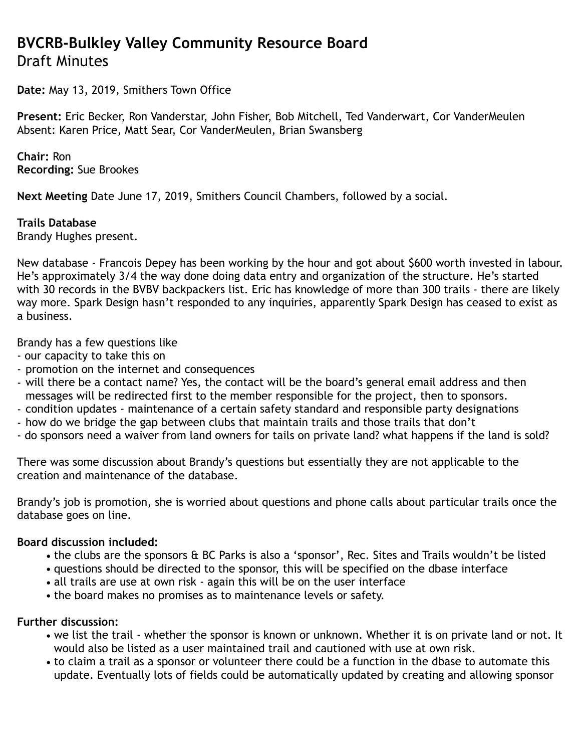# BVCRB-Bulkley Valley Community Resource Board
Draft Minutes

**Date:** May 13, 2019, Smithers Town Office

**Present:** Eric Becker, Ron Vanderstar, John Fisher, Bob Mitchell, Ted Vanderwart, Cor VanderMeulen
Absent: Karen Price, Matt Sear, Cor VanderMeulen, Brian Swansberg

**Chair:** Ron
**Recording:** Sue Brookes

**Next Meeting** Date June 17, 2019, Smithers Council Chambers, followed by a social.

**Trails Database**
Brandy Hughes present.

New database - Francois Depey has been working by the hour and got about $600 worth invested in labour. He's approximately 3/4 the way done doing data entry and organization of the structure. He's started with 30 records in the BVBV backpackers list. Eric has knowledge of more than 300 trails - there are likely way more. Spark Design hasn't responded to any inquiries, apparently Spark Design has ceased to exist as a business.

Brandy has a few questions like
- our capacity to take this on
- promotion on the internet and consequences
- will there be a contact name? Yes, the contact will be the board's general email address and then messages will be redirected first to the member responsible for the project, then to sponsors.
- condition updates - maintenance of a certain safety standard and responsible party designations
- how do we bridge the gap between clubs that maintain trails and those trails that don't
- do sponsors need a waiver from land owners for tails on private land? what happens if the land is sold?

There was some discussion about Brandy's questions but essentially they are not applicable to the creation and maintenance of the database.

Brandy's job is promotion, she is worried about questions and phone calls about particular trails once the database goes on line.

**Board discussion included:**
- the clubs are the sponsors & BC Parks is also a 'sponsor', Rec. Sites and Trails wouldn't be listed
- questions should be directed to the sponsor, this will be specified on the dbase interface
- all trails are use at own risk - again this will be on the user interface
- the board makes no promises as to maintenance levels or safety.

**Further discussion:**
- we list the trail - whether the sponsor is known or unknown. Whether it is on private land or not. It would also be listed as a user maintained trail and cautioned with use at own risk.
- to claim a trail as a sponsor or volunteer there could be a function in the dbase to automate this update. Eventually lots of fields could be automatically updated by creating and allowing sponsor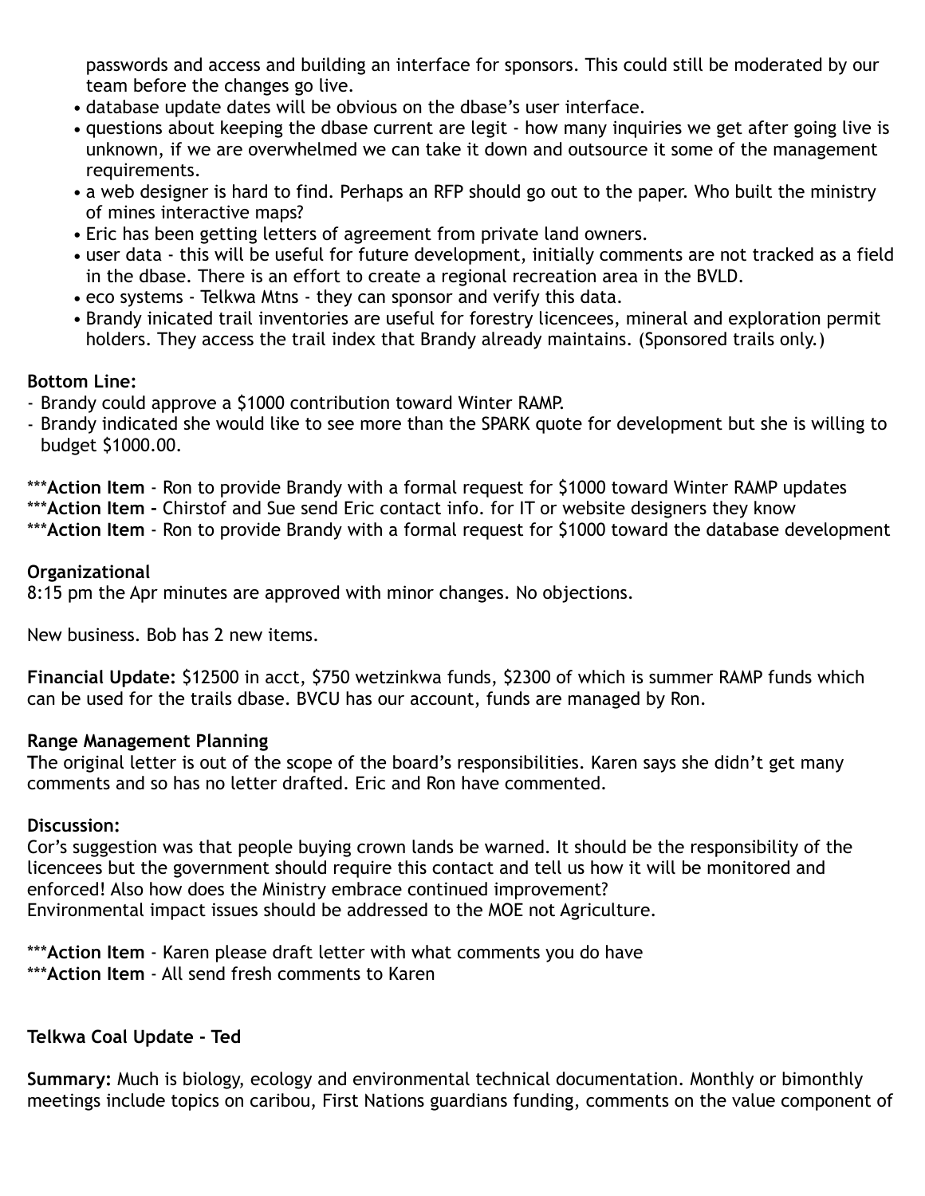passwords and access and building an interface for sponsors. This could still be moderated by our team before the changes go live.

- database update dates will be obvious on the dbase's user interface.
- questions about keeping the dbase current are legit - how many inquiries we get after going live is unknown, if we are overwhelmed we can take it down and outsource it some of the management requirements.
- a web designer is hard to find. Perhaps an RFP should go out to the paper. Who built the ministry of mines interactive maps?
- Eric has been getting letters of agreement from private land owners.
- user data - this will be useful for future development, initially comments are not tracked as a field in the dbase. There is an effort to create a regional recreation area in the BVLD.
- eco systems - Telkwa Mtns - they can sponsor and verify this data.
- Brandy inicated trail inventories are useful for forestry licencees, mineral and exploration permit holders. They access the trail index that Brandy already maintains. (Sponsored trails only.)

**Bottom Line:**

- Brandy could approve a $1000 contribution toward Winter RAMP.
- Brandy indicated she would like to see more than the SPARK quote for development but she is willing to budget $1000.00.

***__Action Item__ - Ron to provide Brandy with a formal request for $1000 toward Winter RAMP updates
***__Action Item -__ Chirstof and Sue send Eric contact info. for IT or website designers they know
***__Action Item__ - Ron to provide Brandy with a formal request for $1000 toward the database development

**Organizational**
8:15 pm the Apr minutes are approved with minor changes. No objections.

New business. Bob has 2 new items.

**Financial Update:** $12500 in acct, $750 wetzinkwa funds, $2300 of which is summer RAMP funds which can be used for the trails dbase. BVCU has our account, funds are managed by Ron.

**Range Management Planning**
**T**he original letter is out of the scope of the board's responsibilities. Karen says she didn't get many comments and so has no letter drafted. Eric and Ron have commented.

**Discussion:**
Cor's suggestion was that people buying crown lands be warned. It should be the responsibility of the licencees but the government should require this contact and tell us how it will be monitored and enforced! Also how does the Ministry embrace continued improvement?
Environmental impact issues should be addressed to the MOE not Agriculture.

***__Action Item__ - Karen please draft letter with what comments you do have
***__Action Item__ - All send fresh comments to Karen

**Telkwa Coal Update - Ted**

**Summary:** Much is biology, ecology and environmental technical documentation. Monthly or bimonthly meetings include topics on caribou, First Nations guardians funding, comments on the value component of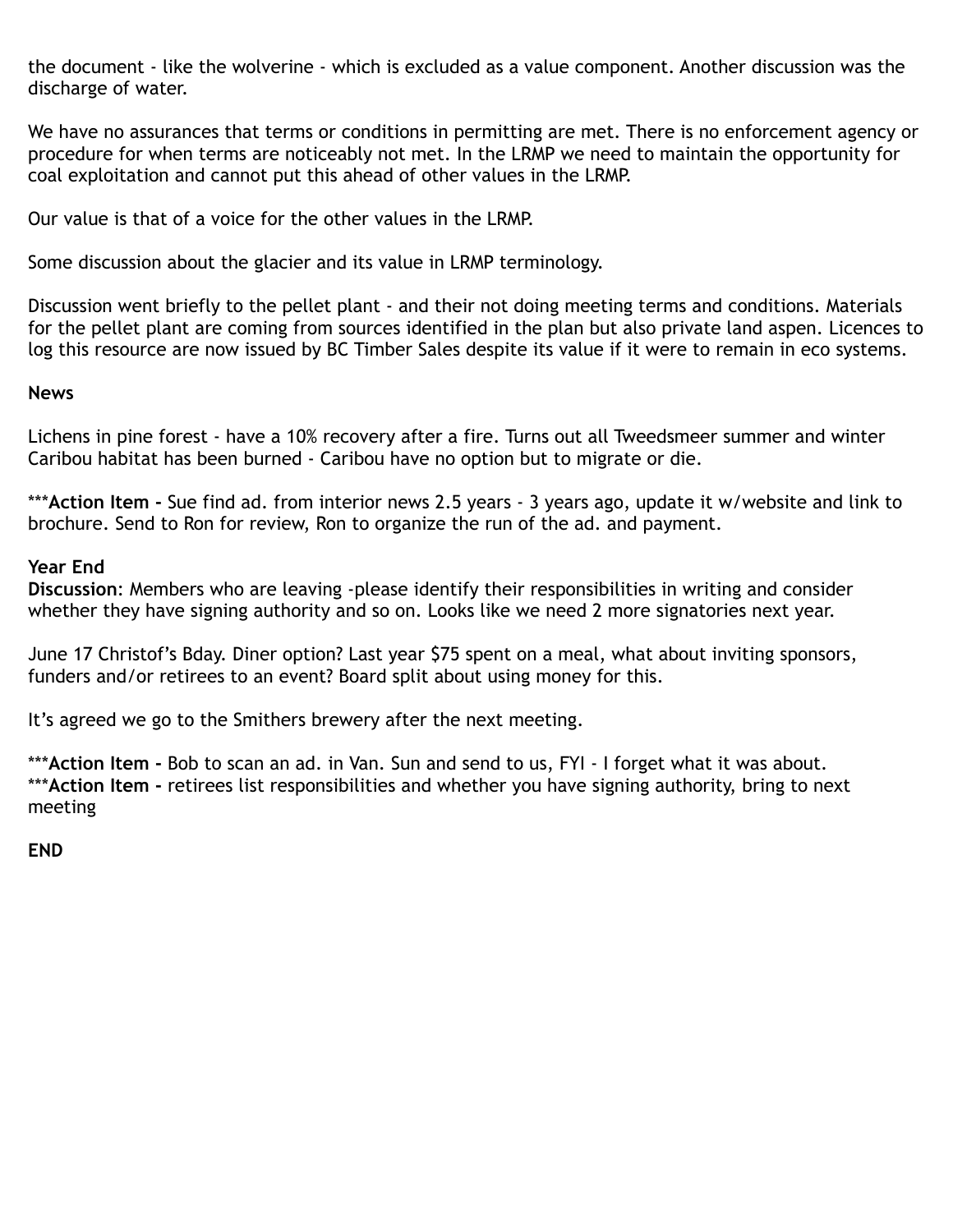the document - like the wolverine - which is excluded as a value component. Another discussion was the discharge of water.

We have no assurances that terms or conditions in permitting are met. There is no enforcement agency or procedure for when terms are noticeably not met. In the LRMP we need to maintain the opportunity for coal exploitation and cannot put this ahead of other values in the LRMP.

Our value is that of a voice for the other values in the LRMP.

Some discussion about the glacier and its value in LRMP terminology.

Discussion went briefly to the pellet plant - and their not doing meeting terms and conditions. Materials for the pellet plant are coming from sources identified in the plan but also private land aspen. Licences to log this resource are now issued by BC Timber Sales despite its value if it were to remain in eco systems.

**News**

Lichens in pine forest - have a 10% recovery after a fire. Turns out all Tweedsmeer summer and winter Caribou habitat has been burned - Caribou have no option but to migrate or die.

***Action Item -** Sue find ad. from interior news 2.5 years - 3 years ago, update it w/website and link to brochure. Send to Ron for review, Ron to organize the run of the ad. and payment.

**Year End**

**Discussion**: Members who are leaving -please identify their responsibilities in writing and consider whether they have signing authority and so on. Looks like we need 2 more signatories next year.

June 17 Christof's Bday. Diner option? Last year $75 spent on a meal, what about inviting sponsors, funders and/or retirees to an event? Board split about using money for this.

It's agreed we go to the Smithers brewery after the next meeting.

***Action Item -** Bob to scan an ad. in Van. Sun and send to us, FYI - I forget what it was about.
***Action Item -** retirees list responsibilities and whether you have signing authority, bring to next meeting

**END**